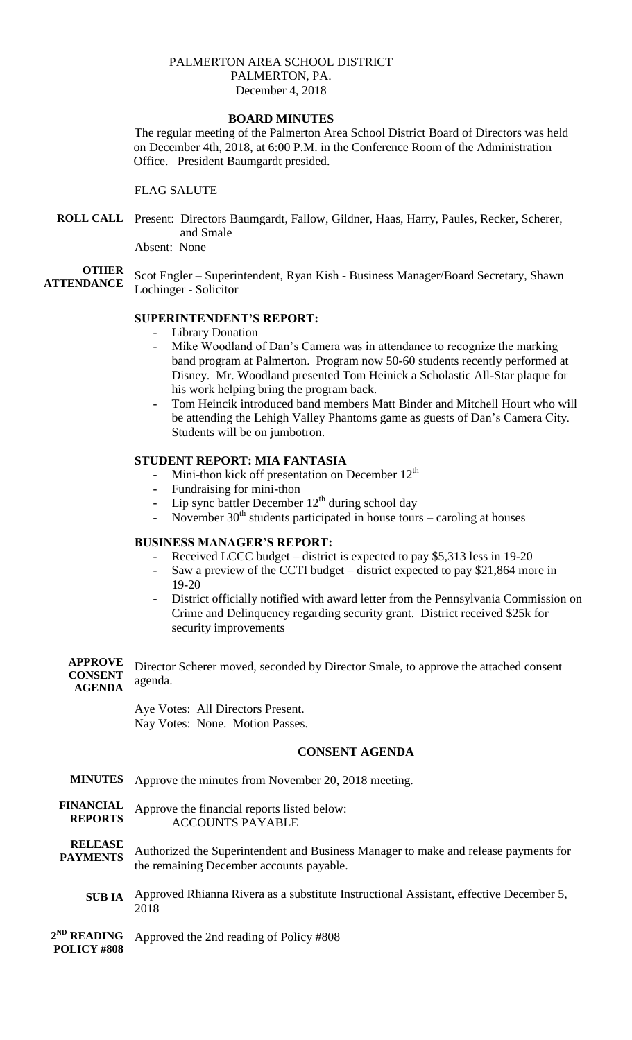PALMERTON AREA SCHOOL DISTRICT
PALMERTON, PA.
December 4, 2018

# BOARD MINUTES

The regular meeting of the Palmerton Area School District Board of Directors was held on December 4th, 2018, at 6:00 P.M. in the Conference Room of the Administration Office. President Baumgardt presided.

FLAG SALUTE

**ROLL CALL** Present: Directors Baumgardt, Fallow, Gildner, Haas, Harry, Paules, Recker, Scherer, and Smale
Absent: None

**OTHER ATTENDANCE** Scot Engler – Superintendent, Ryan Kish - Business Manager/Board Secretary, Shawn Lochinger - Solicitor

## SUPERINTENDENT'S REPORT:

- Library Donation
- Mike Woodland of Dan's Camera was in attendance to recognize the marking band program at Palmerton. Program now 50-60 students recently performed at Disney. Mr. Woodland presented Tom Heinick a Scholastic All-Star plaque for his work helping bring the program back.
- Tom Heincik introduced band members Matt Binder and Mitchell Hourt who will be attending the Lehigh Valley Phantoms game as guests of Dan's Camera City. Students will be on jumbotron.

## STUDENT REPORT: MIA FANTASIA

- Mini-thon kick off presentation on December 12th
- Fundraising for mini-thon
- Lip sync battler December 12th during school day
- November 30th students participated in house tours – caroling at houses

## BUSINESS MANAGER'S REPORT:

- Received LCCC budget – district is expected to pay $5,313 less in 19-20
- Saw a preview of the CCTI budget – district expected to pay $21,864 more in 19-20
- District officially notified with award letter from the Pennsylvania Commission on Crime and Delinquency regarding security grant. District received $25k for security improvements

**APPROVE CONSENT AGENDA** Director Scherer moved, seconded by Director Smale, to approve the attached consent agenda.

Aye Votes: All Directors Present.
Nay Votes: None. Motion Passes.

## CONSENT AGENDA

**MINUTES** Approve the minutes from November 20, 2018 meeting.

**FINANCIAL REPORTS** Approve the financial reports listed below:
ACCOUNTS PAYABLE

**RELEASE PAYMENTS** Authorized the Superintendent and Business Manager to make and release payments for the remaining December accounts payable.

**SUB IA** Approved Rhianna Rivera as a substitute Instructional Assistant, effective December 5, 2018

**2ND READING POLICY #808** Approved the 2nd reading of Policy #808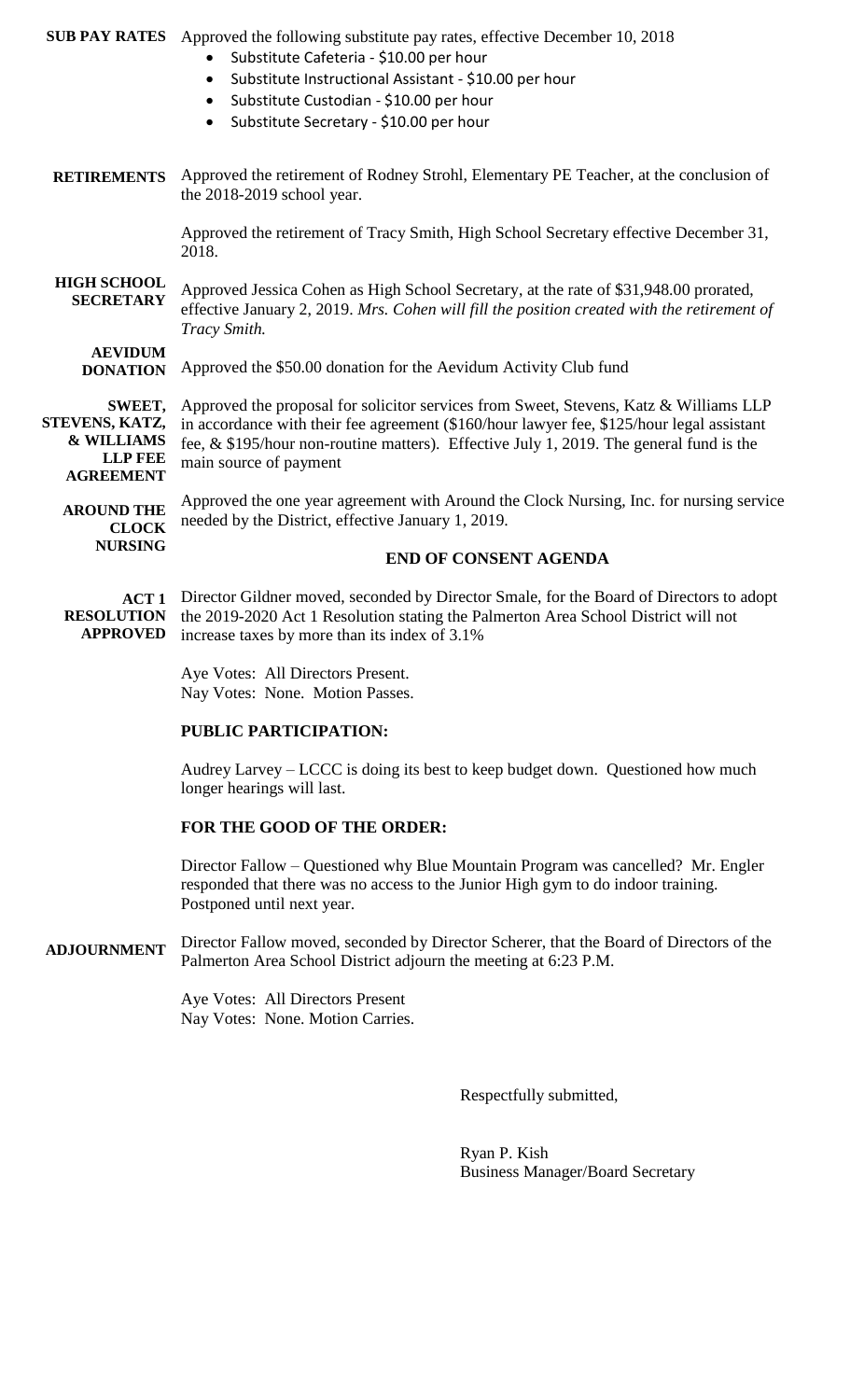**SUB PAY RATES** Approved the following substitute pay rates, effective December 10, 2018

- Substitute Cafeteria - $10.00 per hour
- Substitute Instructional Assistant - $10.00 per hour
- Substitute Custodian - $10.00 per hour
- Substitute Secretary - $10.00 per hour

**RETIREMENTS** Approved the retirement of Rodney Strohl, Elementary PE Teacher, at the conclusion of the 2018-2019 school year.

Approved the retirement of Tracy Smith, High School Secretary effective December 31, 2018.

**HIGH SCHOOL SECRETARY** Approved Jessica Cohen as High School Secretary, at the rate of $31,948.00 prorated, effective January 2, 2019. *Mrs. Cohen will fill the position created with the retirement of Tracy Smith.*

**AEVIDUM DONATION** Approved the $50.00 donation for the Aevidum Activity Club fund

**SWEET, STEVENS, KATZ, & WILLIAMS LLP FEE AGREEMENT** Approved the proposal for solicitor services from Sweet, Stevens, Katz & Williams LLP in accordance with their fee agreement ($160/hour lawyer fee, $125/hour legal assistant fee, & $195/hour non-routine matters). Effective July 1, 2019. The general fund is the main source of payment

**AROUND THE CLOCK NURSING** Approved the one year agreement with Around the Clock Nursing, Inc. for nursing service needed by the District, effective January 1, 2019.

**END OF CONSENT AGENDA**

**ACT 1 RESOLUTION APPROVED** Director Gildner moved, seconded by Director Smale, for the Board of Directors to adopt the 2019-2020 Act 1 Resolution stating the Palmerton Area School District will not increase taxes by more than its index of 3.1%

Aye Votes: All Directors Present.
Nay Votes: None. Motion Passes.

**PUBLIC PARTICIPATION:**

Audrey Larvey – LCCC is doing its best to keep budget down. Questioned how much longer hearings will last.

**FOR THE GOOD OF THE ORDER:**

Director Fallow – Questioned why Blue Mountain Program was cancelled? Mr. Engler responded that there was no access to the Junior High gym to do indoor training. Postponed until next year.

**ADJOURNMENT** Director Fallow moved, seconded by Director Scherer, that the Board of Directors of the Palmerton Area School District adjourn the meeting at 6:23 P.M.

Aye Votes: All Directors Present
Nay Votes: None. Motion Carries.

Respectfully submitted,

Ryan P. Kish
Business Manager/Board Secretary